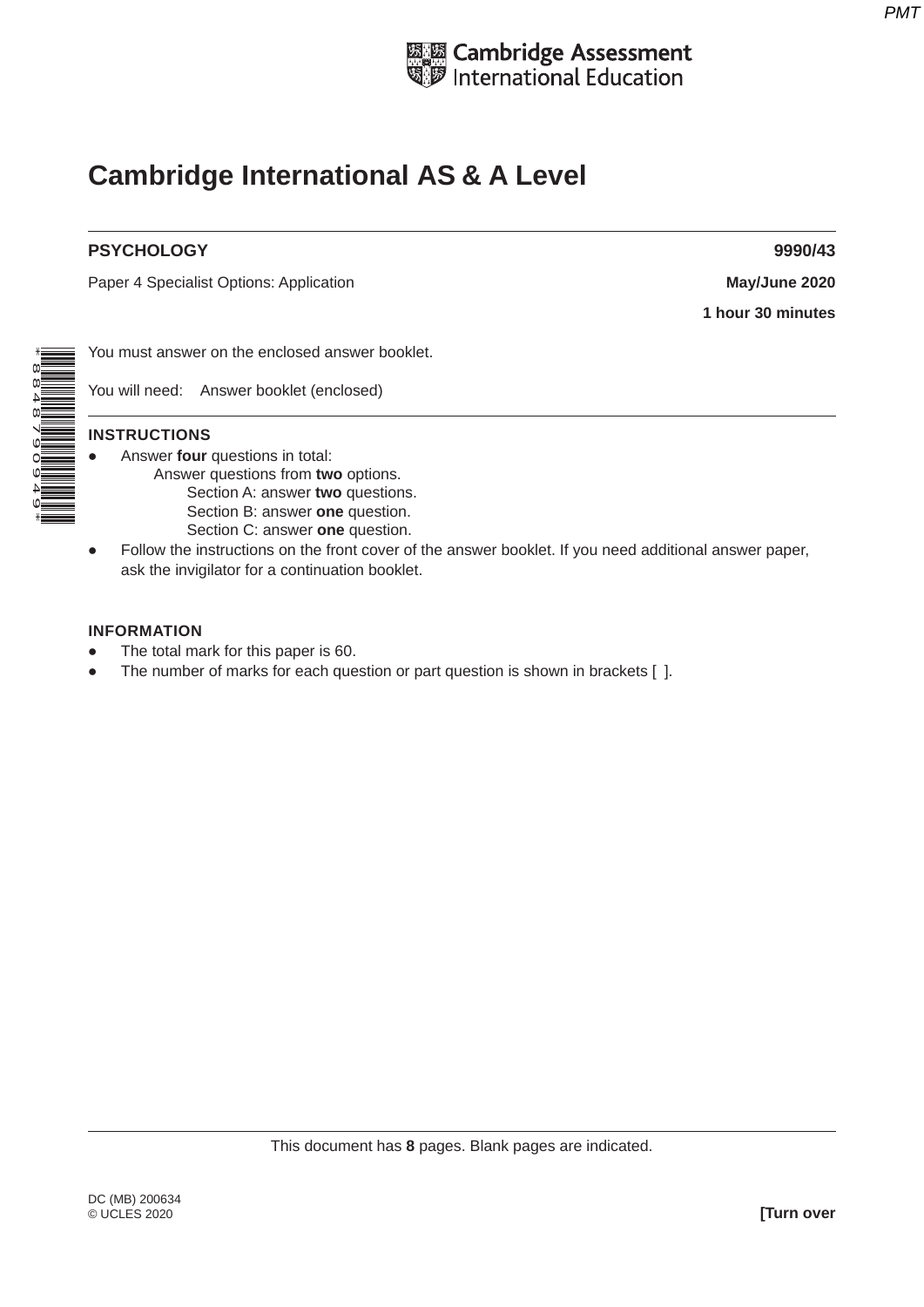Cambridge Assessment International Education

# Cambridge International AS & A Level

**PSYCHOLOGY** **9990/43**

Paper 4 Specialist Options: Application **May/June 2020**

**1 hour 30 minutes**

You must answer on the enclosed answer booklet.

You will need: Answer booklet (enclosed)

**INSTRUCTIONS**

- Answer **four** questions in total:
  - Answer questions from **two** options.
    - Section A: answer **two** questions.
    - Section B: answer **one** question.
    - Section C: answer **one** question.
- Follow the instructions on the front cover of the answer booklet. If you need additional answer paper, ask the invigilator for a continuation booklet.

**INFORMATION**

- The total mark for this paper is 60.
- The number of marks for each question or part question is shown in brackets [ ].

This document has **8** pages. Blank pages are indicated.

DC (MB) 200634
© UCLES 2020 **[Turn over**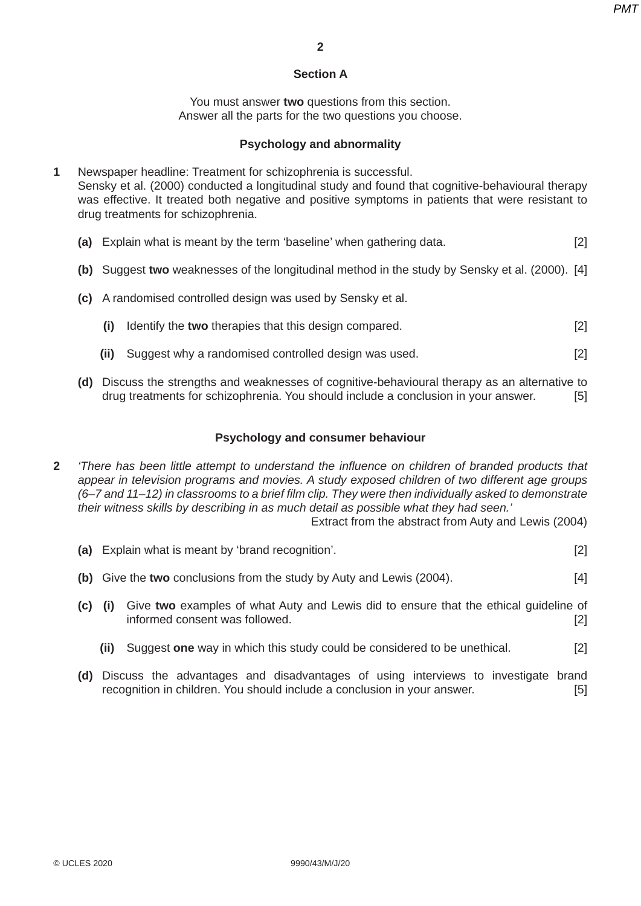## Section A

You must answer **two** questions from this section.
Answer all the parts for the two questions you choose.

### Psychology and abnormality

**1** Newspaper headline: Treatment for schizophrenia is successful.
Sensky et al. (2000) conducted a longitudinal study and found that cognitive-behavioural therapy was effective. It treated both negative and positive symptoms in patients that were resistant to drug treatments for schizophrenia.

**(a)** Explain what is meant by the term 'baseline' when gathering data. [2]

**(b)** Suggest **two** weaknesses of the longitudinal method in the study by Sensky et al. (2000). [4]

**(c)** A randomised controlled design was used by Sensky et al.

**(i)** Identify the **two** therapies that this design compared. [2]

**(ii)** Suggest why a randomised controlled design was used. [2]

**(d)** Discuss the strengths and weaknesses of cognitive-behavioural therapy as an alternative to drug treatments for schizophrenia. You should include a conclusion in your answer. [5]

### Psychology and consumer behaviour

**2** *'There has been little attempt to understand the influence on children of branded products that appear in television programs and movies. A study exposed children of two different age groups (6–7 and 11–12) in classrooms to a brief film clip. They were then individually asked to demonstrate their witness skills by describing in as much detail as possible what they had seen.'*

Extract from the abstract from Auty and Lewis (2004)

**(a)** Explain what is meant by 'brand recognition'. [2]

**(b)** Give the **two** conclusions from the study by Auty and Lewis (2004). [4]

**(c)** **(i)** Give **two** examples of what Auty and Lewis did to ensure that the ethical guideline of informed consent was followed. [2]

**(ii)** Suggest **one** way in which this study could be considered to be unethical. [2]

**(d)** Discuss the advantages and disadvantages of using interviews to investigate brand recognition in children. You should include a conclusion in your answer. [5]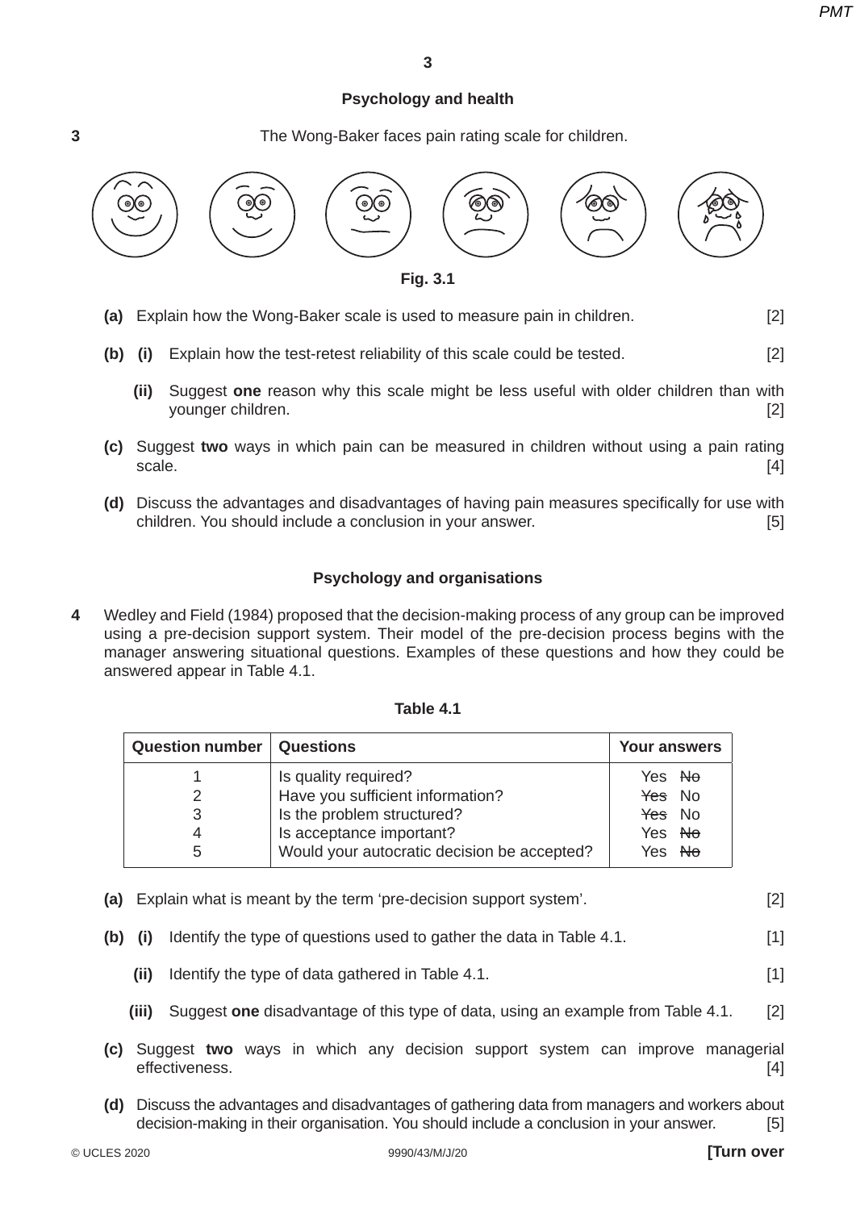## Psychology and health

**3** The Wong-Baker faces pain rating scale for children.

**Fig. 3.1**

**(a)** Explain how the Wong-Baker scale is used to measure pain in children. [2]

**(b)** **(i)** Explain how the test-retest reliability of this scale could be tested. [2]

**(ii)** Suggest **one** reason why this scale might be less useful with older children than with younger children. [2]

**(c)** Suggest **two** ways in which pain can be measured in children without using a pain rating scale. [4]

**(d)** Discuss the advantages and disadvantages of having pain measures specifically for use with children. You should include a conclusion in your answer. [5]

## Psychology and organisations

**4** Wedley and Field (1984) proposed that the decision-making process of any group can be improved using a pre-decision support system. Their model of the pre-decision process begins with the manager answering situational questions. Examples of these questions and how they could be answered appear in Table 4.1.

**Table 4.1**

| Question number | Questions | Your answers |
|---|---|---|
| 1 | Is quality required? | Yes ~~No~~ |
| 2 | Have you sufficient information? | ~~Yes~~ No |
| 3 | Is the problem structured? | ~~Yes~~ No |
| 4 | Is acceptance important? | Yes ~~No~~ |
| 5 | Would your autocratic decision be accepted? | Yes ~~No~~ |

**(a)** Explain what is meant by the term 'pre-decision support system'. [2]

**(b)** **(i)** Identify the type of questions used to gather the data in Table 4.1. [1]

**(ii)** Identify the type of data gathered in Table 4.1. [1]

**(iii)** Suggest **one** disadvantage of this type of data, using an example from Table 4.1. [2]

**(c)** Suggest **two** ways in which any decision support system can improve managerial effectiveness. [4]

**(d)** Discuss the advantages and disadvantages of gathering data from managers and workers about decision-making in their organisation. You should include a conclusion in your answer. [5]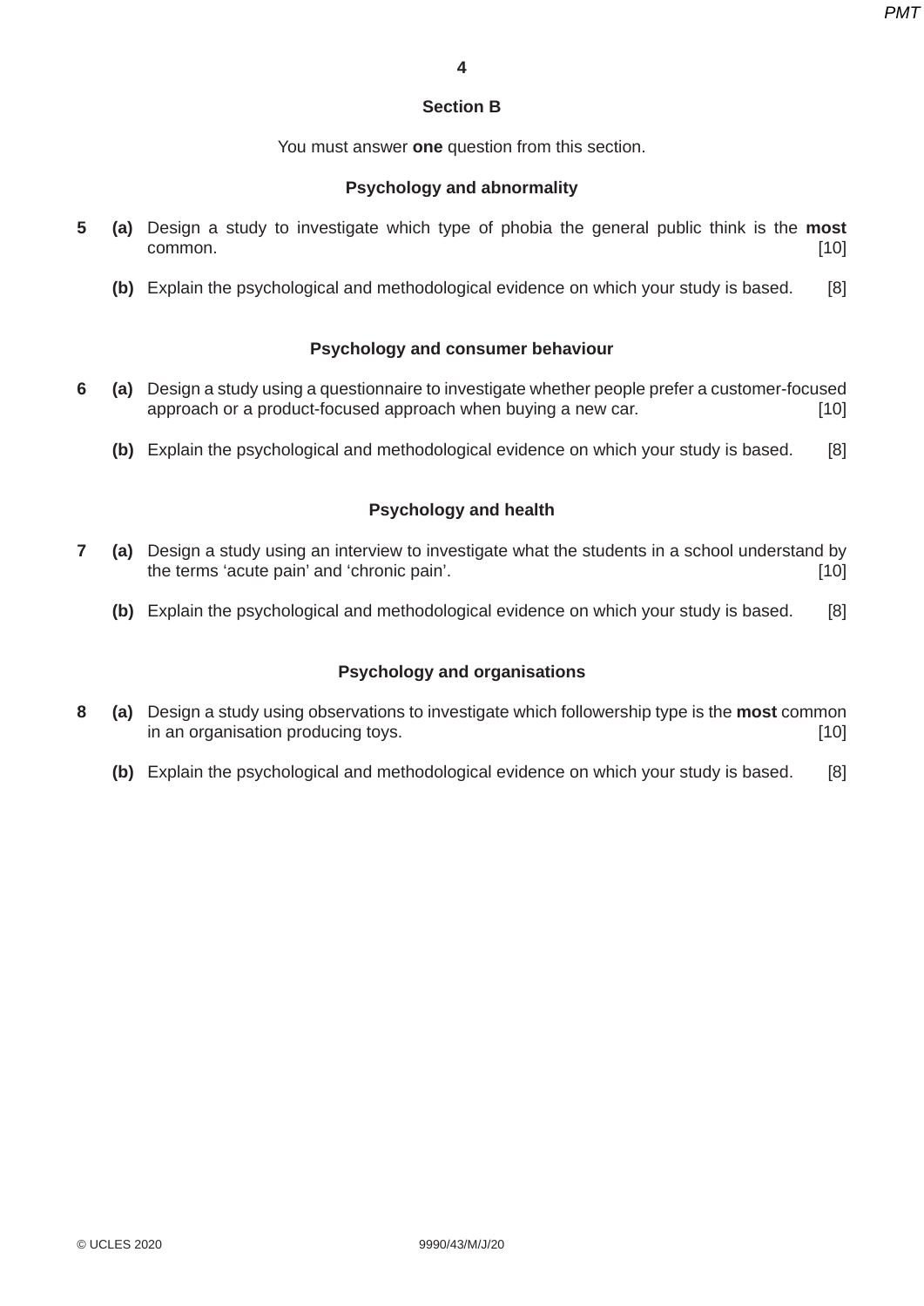## Section B

You must answer **one** question from this section.

### Psychology and abnormality

**5** **(a)** Design a study to investigate which type of phobia the general public think is the **most** common. [10]

**(b)** Explain the psychological and methodological evidence on which your study is based. [8]

### Psychology and consumer behaviour

**6** **(a)** Design a study using a questionnaire to investigate whether people prefer a customer-focused approach or a product-focused approach when buying a new car. [10]

**(b)** Explain the psychological and methodological evidence on which your study is based. [8]

### Psychology and health

**7** **(a)** Design a study using an interview to investigate what the students in a school understand by the terms 'acute pain' and 'chronic pain'. [10]

**(b)** Explain the psychological and methodological evidence on which your study is based. [8]

### Psychology and organisations

**8** **(a)** Design a study using observations to investigate which followership type is the **most** common in an organisation producing toys. [10]

**(b)** Explain the psychological and methodological evidence on which your study is based. [8]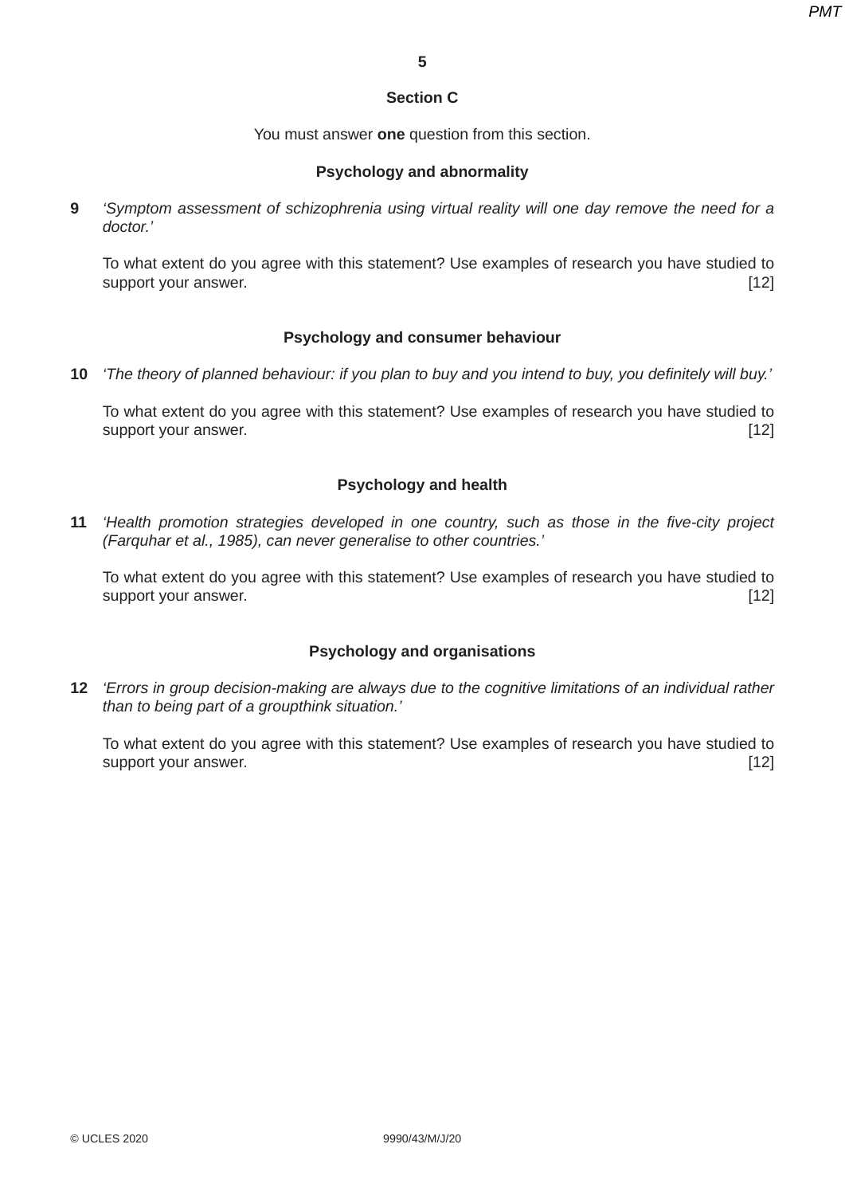## Section C

You must answer **one** question from this section.

### Psychology and abnormality

**9** *'Symptom assessment of schizophrenia using virtual reality will one day remove the need for a doctor.'*

To what extent do you agree with this statement? Use examples of research you have studied to support your answer. [12]

### Psychology and consumer behaviour

**10** *'The theory of planned behaviour: if you plan to buy and you intend to buy, you definitely will buy.'*

To what extent do you agree with this statement? Use examples of research you have studied to support your answer. [12]

### Psychology and health

**11** *'Health promotion strategies developed in one country, such as those in the five-city project (Farquhar et al., 1985), can never generalise to other countries.'*

To what extent do you agree with this statement? Use examples of research you have studied to support your answer. [12]

### Psychology and organisations

**12** *'Errors in group decision-making are always due to the cognitive limitations of an individual rather than to being part of a groupthink situation.'*

To what extent do you agree with this statement? Use examples of research you have studied to support your answer. [12]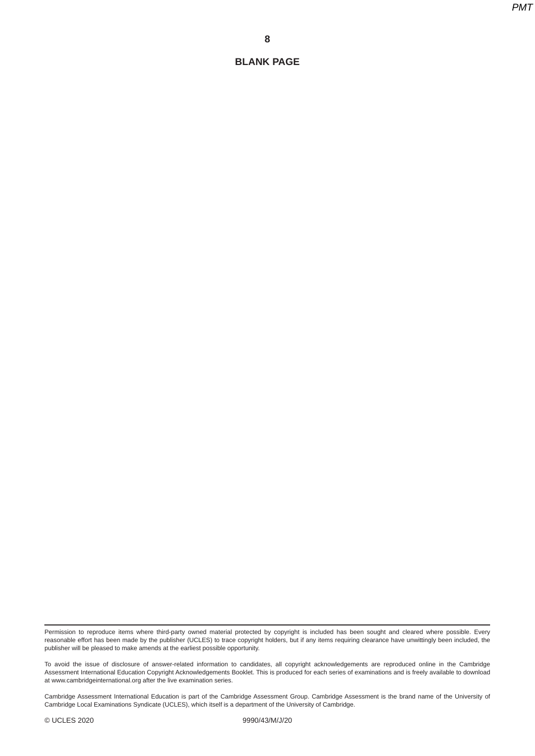**BLANK PAGE**

Permission to reproduce items where third-party owned material protected by copyright is included has been sought and cleared where possible. Every reasonable effort has been made by the publisher (UCLES) to trace copyright holders, but if any items requiring clearance have unwittingly been included, the publisher will be pleased to make amends at the earliest possible opportunity.

To avoid the issue of disclosure of answer-related information to candidates, all copyright acknowledgements are reproduced online in the Cambridge Assessment International Education Copyright Acknowledgements Booklet. This is produced for each series of examinations and is freely available to download at www.cambridgeinternational.org after the live examination series.

Cambridge Assessment International Education is part of the Cambridge Assessment Group. Cambridge Assessment is the brand name of the University of Cambridge Local Examinations Syndicate (UCLES), which itself is a department of the University of Cambridge.

© UCLES 2020 9990/43/M/J/20